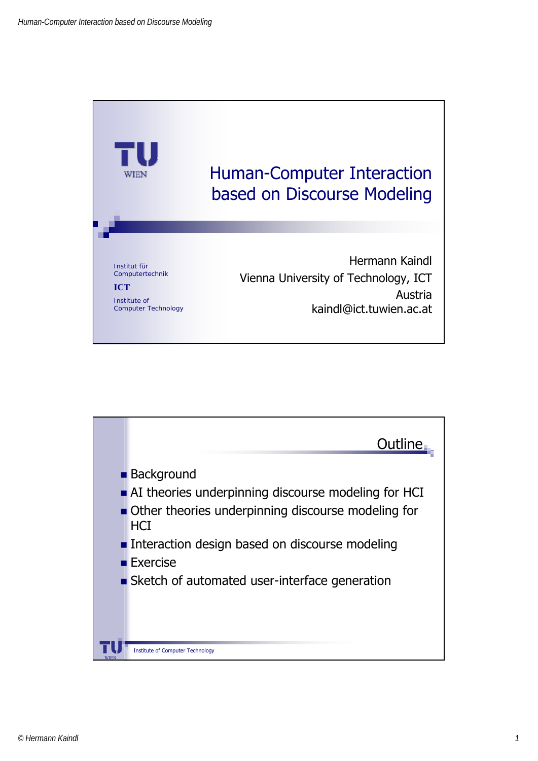# Human-Computer Interaction based on Discourse Modeling

Institut für Computertechnik

**ICT**

Institute of Computer Technology

Hermann Kaindl
Vienna University of Technology, ICT
Austria
kaindl@ict.tuwien.ac.at

## Outline

- Background
- AI theories underpinning discourse modeling for HCI
- Other theories underpinning discourse modeling for HCI
- Interaction design based on discourse modeling
- Exercise
- Sketch of automated user-interface generation

Institute of Computer Technology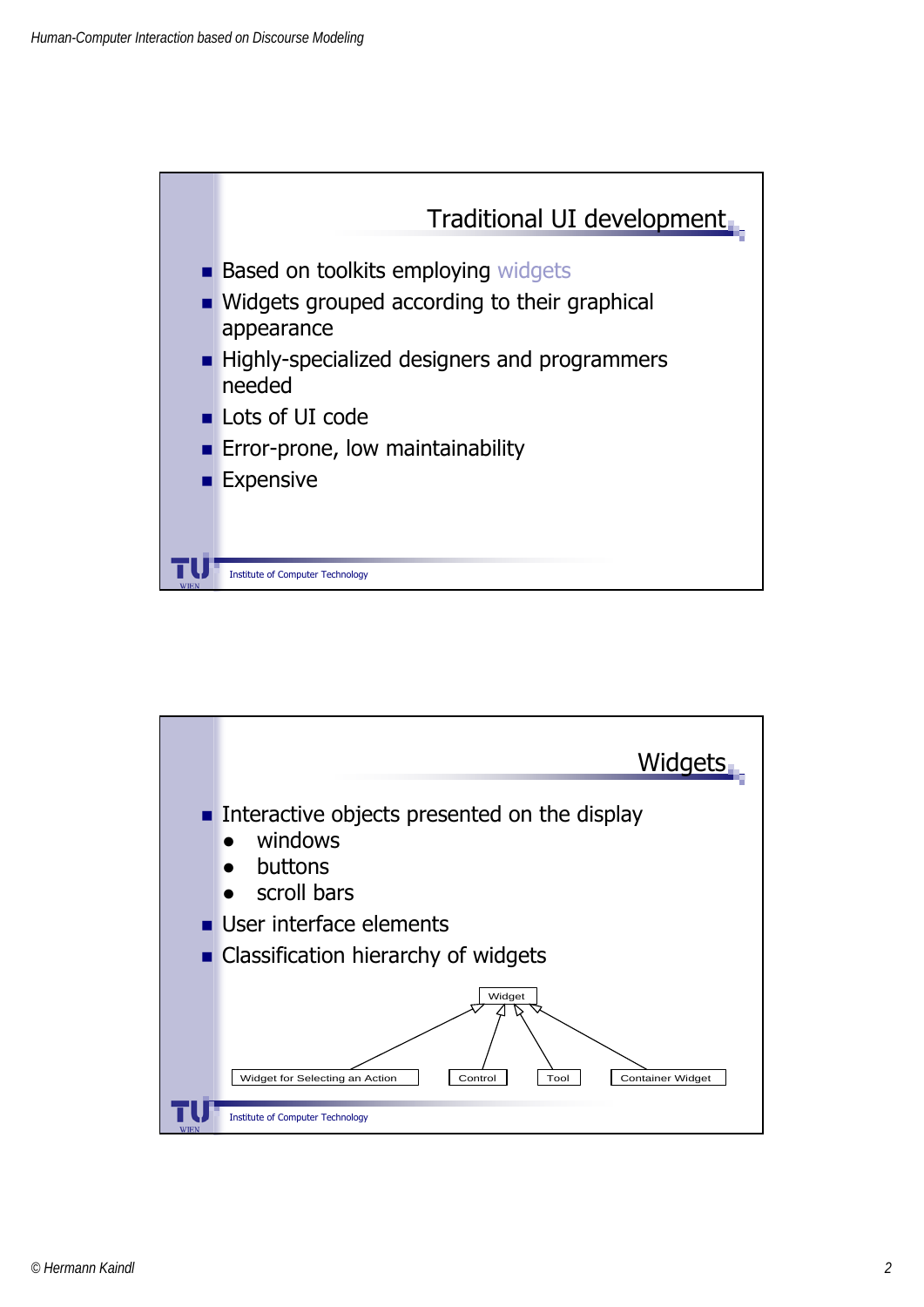## Traditional UI development

- Based on toolkits employing widgets
- Widgets grouped according to their graphical appearance
- Highly-specialized designers and programmers needed
- Lots of UI code
- Error-prone, low maintainability
- Expensive

## Widgets

- Interactive objects presented on the display
  - windows
  - buttons
  - scroll bars
- User interface elements
- Classification hierarchy of widgets

Widget

Widget for Selecting an Action | Control | Tool | Container Widget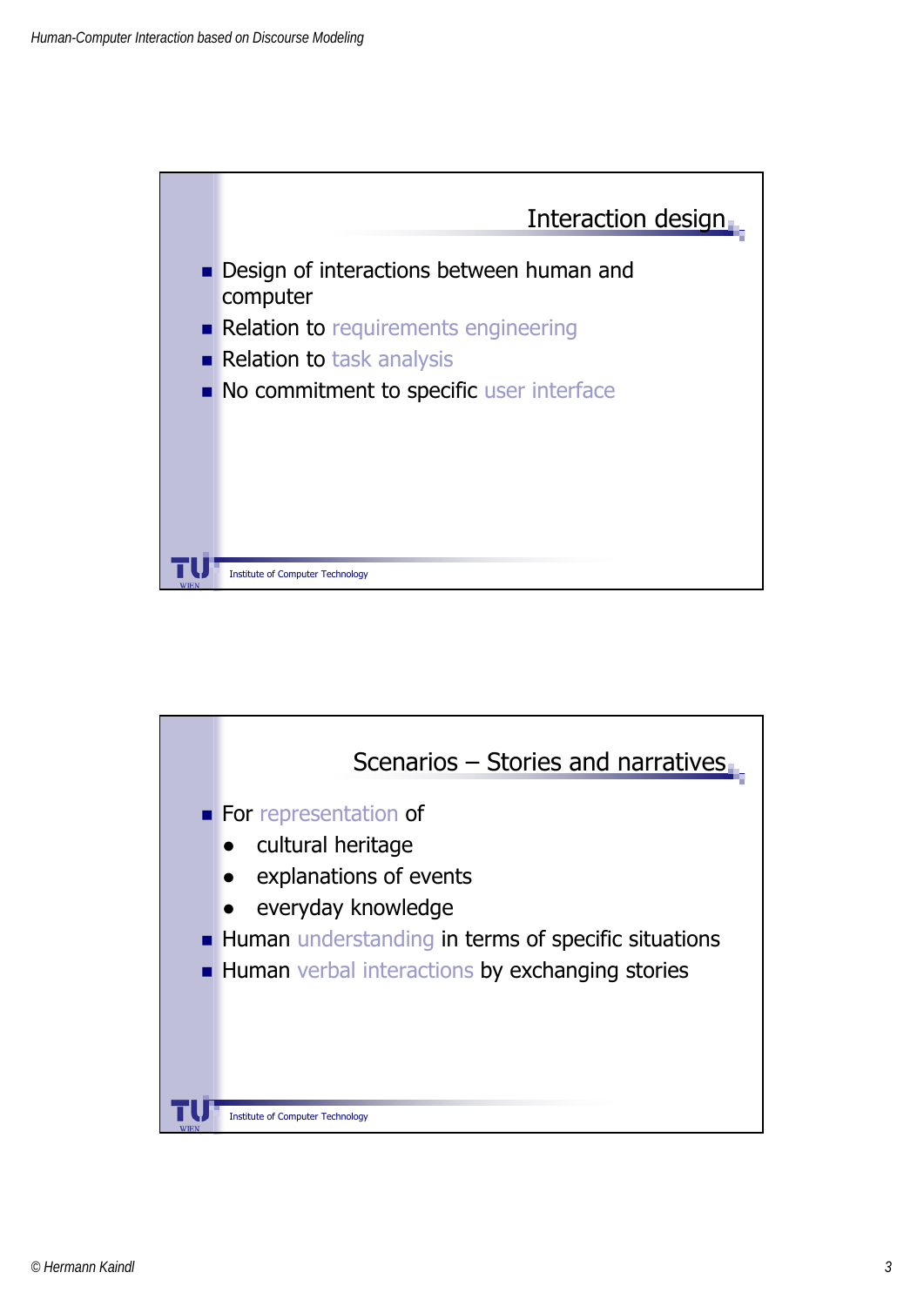## Interaction design

- Design of interactions between human and computer
- Relation to requirements engineering
- Relation to task analysis
- No commitment to specific user interface

Institute of Computer Technology

## Scenarios – Stories and narratives

- For representation of
  - cultural heritage
  - explanations of events
  - everyday knowledge
- Human understanding in terms of specific situations
- Human verbal interactions by exchanging stories

Institute of Computer Technology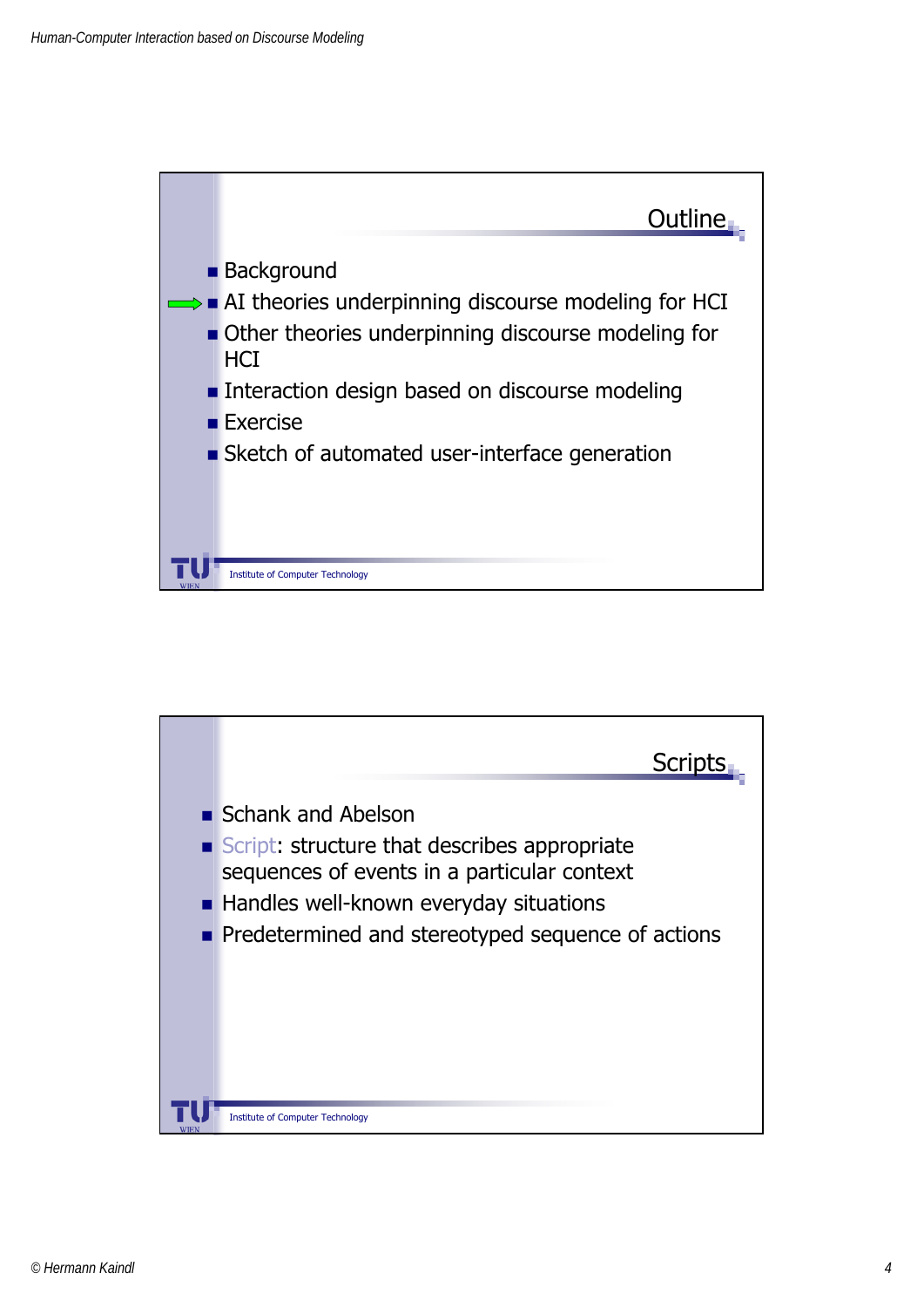## Outline

- Background
- AI theories underpinning discourse modeling for HCI
- Other theories underpinning discourse modeling for HCI
- Interaction design based on discourse modeling
- Exercise
- Sketch of automated user-interface generation

Institute of Computer Technology

## Scripts

- Schank and Abelson
- Script: structure that describes appropriate sequences of events in a particular context
- Handles well-known everyday situations
- Predetermined and stereotyped sequence of actions

Institute of Computer Technology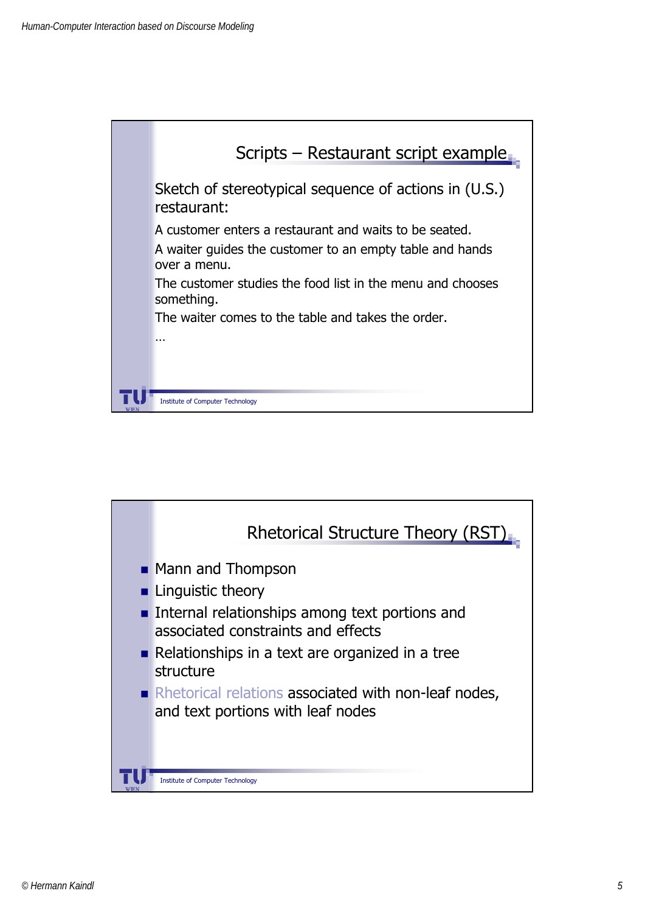## Scripts – Restaurant script example

Sketch of stereotypical sequence of actions in (U.S.) restaurant:

A customer enters a restaurant and waits to be seated.

A waiter guides the customer to an empty table and hands over a menu.

The customer studies the food list in the menu and chooses something.

The waiter comes to the table and takes the order.

…

## Rhetorical Structure Theory (RST)

- Mann and Thompson
- Linguistic theory
- Internal relationships among text portions and associated constraints and effects
- Relationships in a text are organized in a tree structure
- Rhetorical relations associated with non-leaf nodes, and text portions with leaf nodes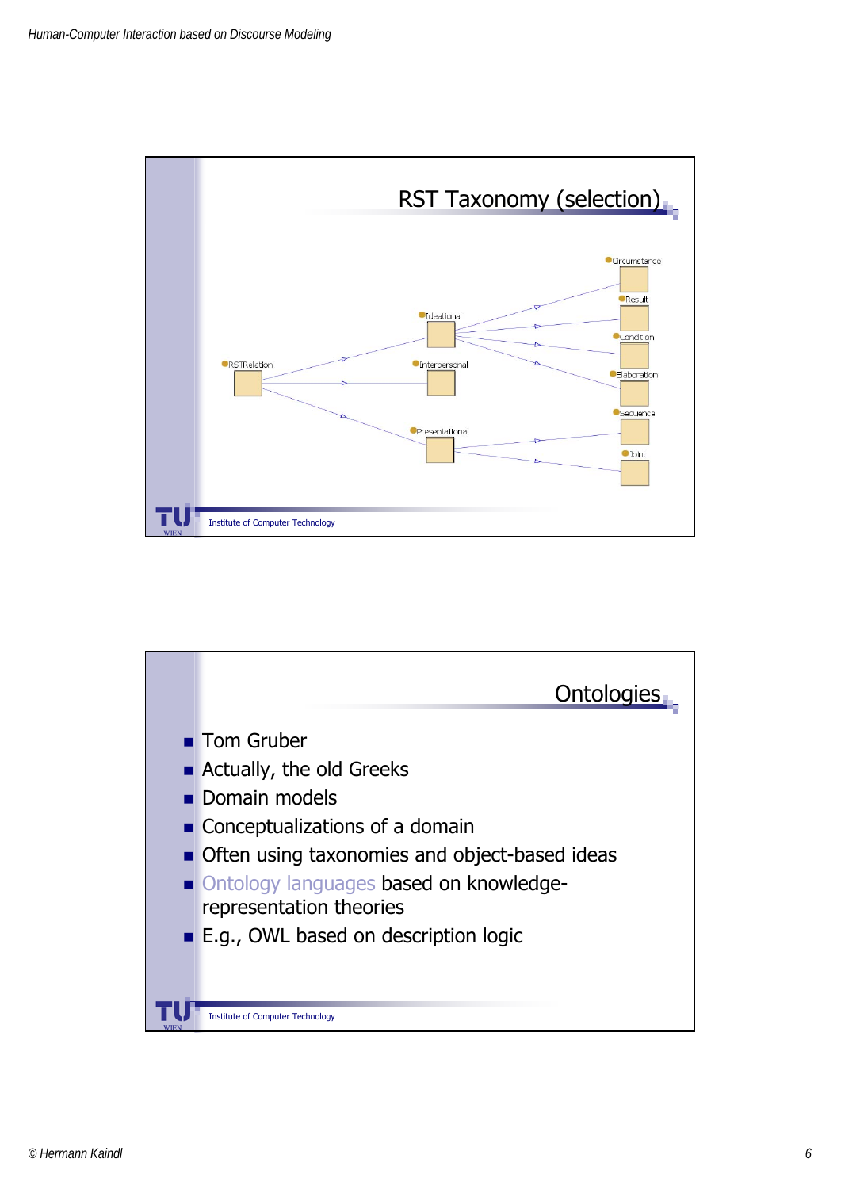## RST Taxonomy (selection)

- RSTRelation
  - Ideational
    - Circumstance
    - Result
    - Condition
    - Elaboration
  - Interpersonal
  - Presentational
    - Sequence
    - Joint

Institute of Computer Technology

## Ontologies

- Tom Gruber
- Actually, the old Greeks
- Domain models
- Conceptualizations of a domain
- Often using taxonomies and object-based ideas
- Ontology languages based on knowledge-representation theories
- E.g., OWL based on description logic

Institute of Computer Technology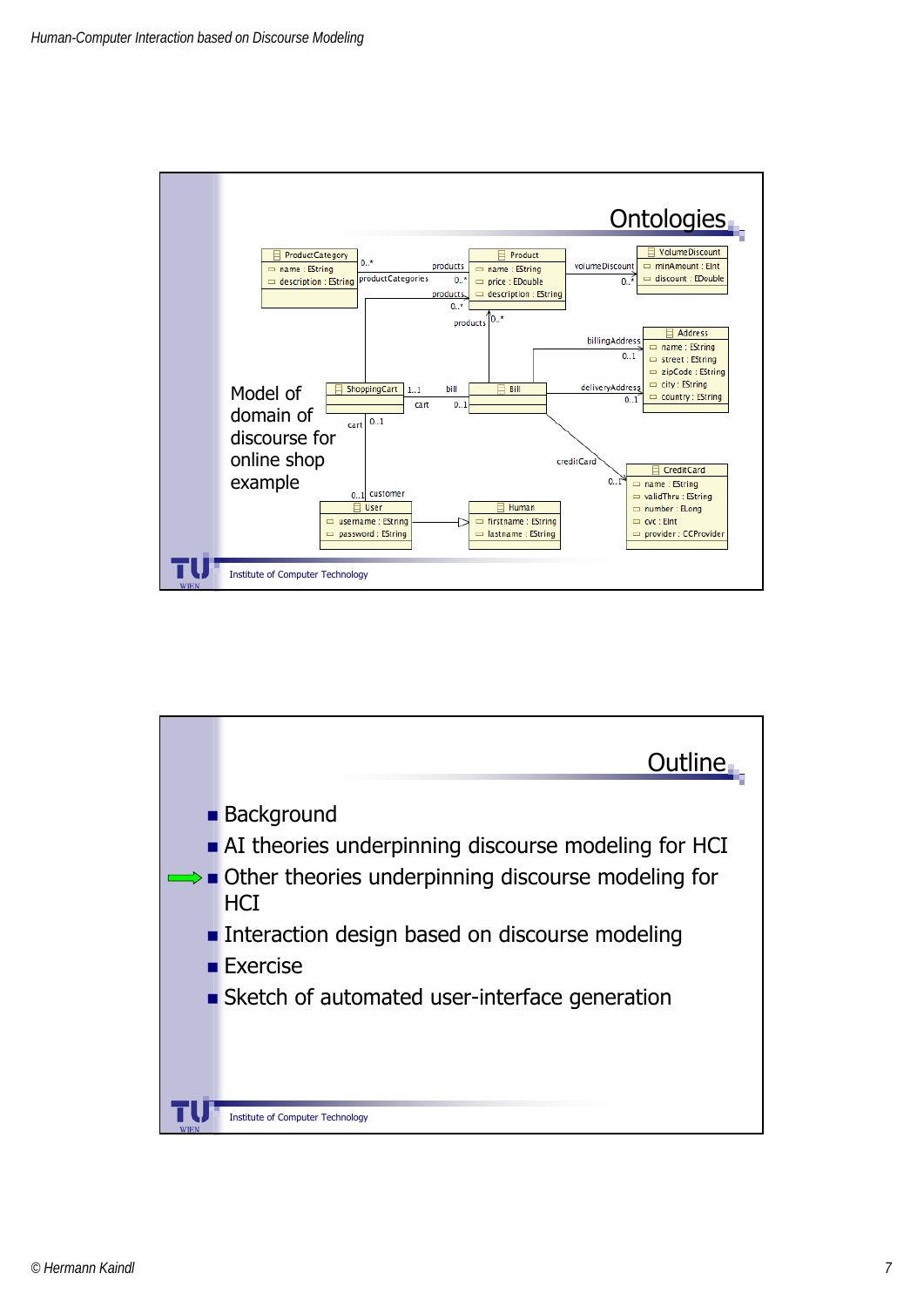## Ontologies

Model of domain of discourse for online shop example

ProductCategory
- name : EString
- description : EString

Product
- name : EString
- price : EDouble
- description : EString

VolumeDiscount
- minAmount : EInt
- discount : EDouble

Address
- name : EString
- street : EString
- zipCode : EString
- city : EString
- country : EString

ShoppingCart

Bill

CreditCard
- name : EString
- validThru : EString
- number : ELong
- cvc : EInt
- provider : CCProvider

User
- username : EString
- password : EString

Human
- firstname : EString
- lastname : EString

Associations: products 0..* / productCategories 0..*; volumeDiscount 0..*; products 0..*; billingAddress 0..1; deliveryAddress 0..1; bill 1..1 / cart 0..1; cart 0..1; creditCard 0..1; customer 0..1

Institute of Computer Technology

## Outline

- Background
- AI theories underpinning discourse modeling for HCI
- ➡ Other theories underpinning discourse modeling for HCI
- Interaction design based on discourse modeling
- Exercise
- Sketch of automated user-interface generation

Institute of Computer Technology

© Hermann Kaindl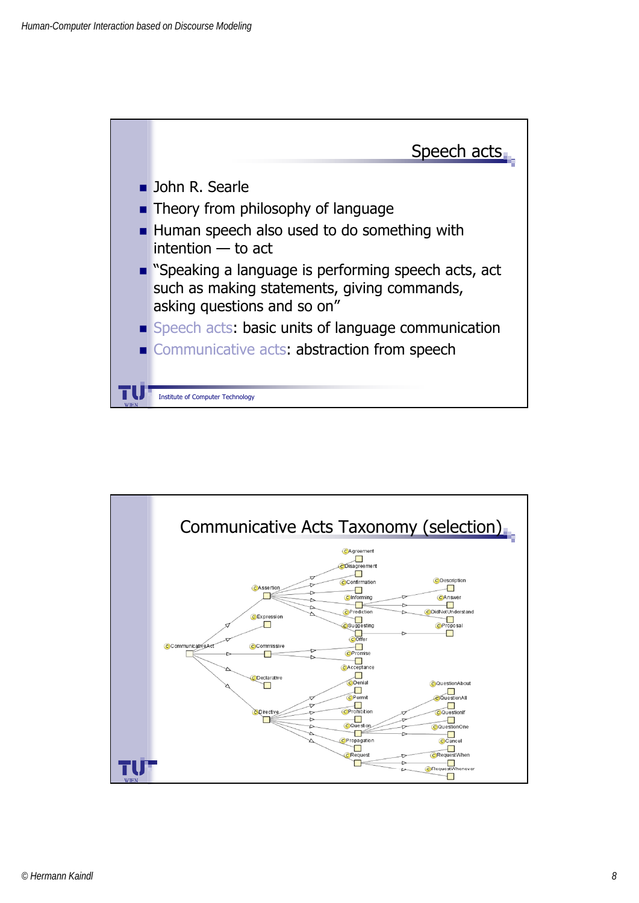## Speech acts

- John R. Searle
- Theory from philosophy of language
- Human speech also used to do something with intention — to act
- "Speaking a language is performing speech acts, act such as making statements, giving commands, asking questions and so on"
- Speech acts: basic units of language communication
- Communicative acts: abstraction from speech

Institute of Computer Technology

## Communicative Acts Taxonomy (selection)

- CommunicativeAct
  - Assertion
    - Agreement
    - Disagreement
    - Confirmation
    - Informing
      - Description
      - Answer
      - DidNotUnderstand
    - Prediction
    - Suggesting
      - Proposal
  - Expression
  - Commissive
    - Offer
    - Promise
  - Declarative
  - Directive
    - Acceptance
    - Denial
    - Permit
    - Prohibition
    - Question
      - QuestionAbout
      - QuestionAll
      - QuestionIf
      - QuestionOne
    - Propagation
    - Request
      - Cancel
      - RequestWhen
      - RequestWhenever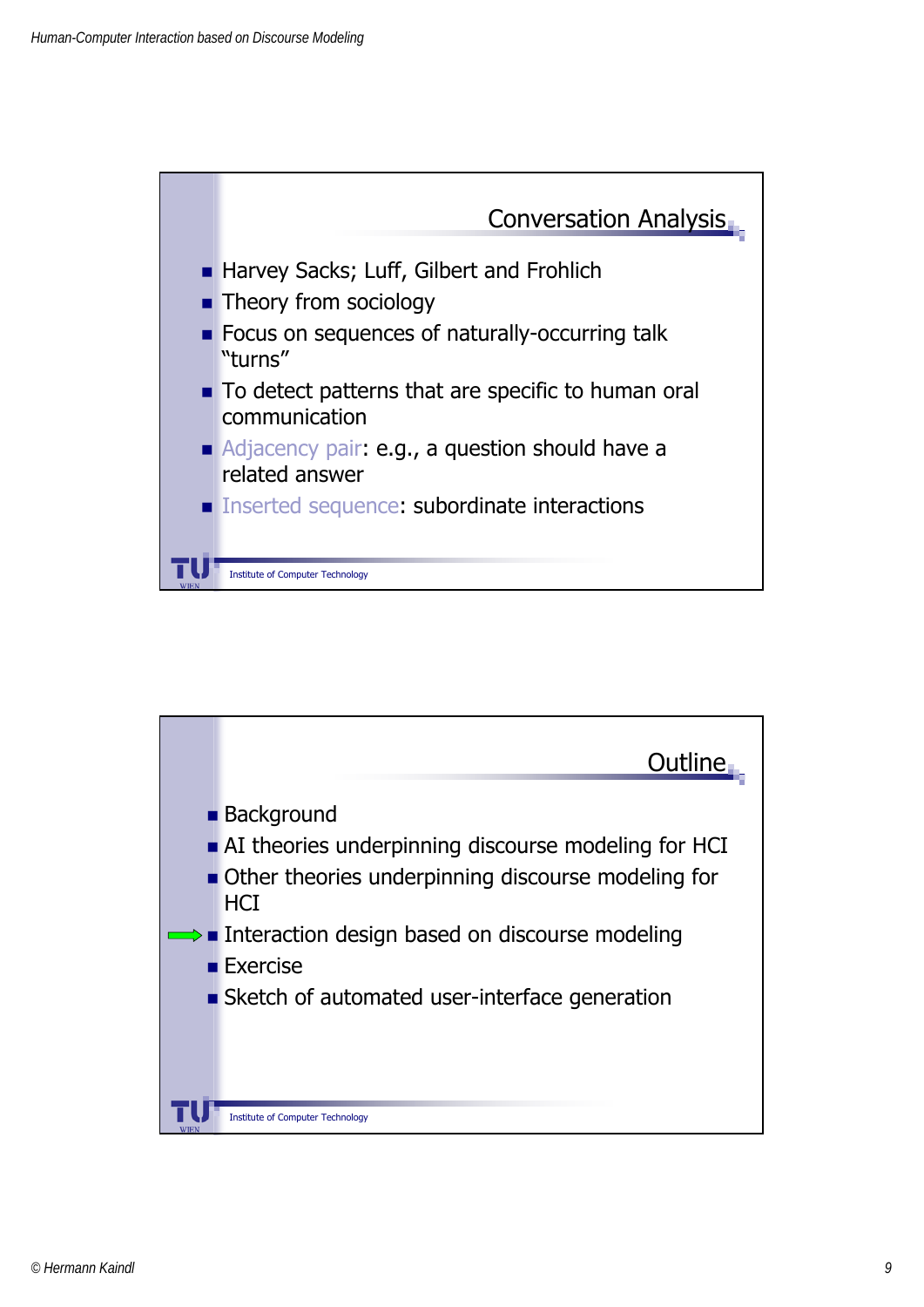## Conversation Analysis

- Harvey Sacks; Luff, Gilbert and Frohlich
- Theory from sociology
- Focus on sequences of naturally-occurring talk "turns"
- To detect patterns that are specific to human oral communication
- Adjacency pair: e.g., a question should have a related answer
- Inserted sequence: subordinate interactions

Institute of Computer Technology

## Outline

- Background
- AI theories underpinning discourse modeling for HCI
- Other theories underpinning discourse modeling for HCI
- ➡ Interaction design based on discourse modeling
- Exercise
- Sketch of automated user-interface generation

Institute of Computer Technology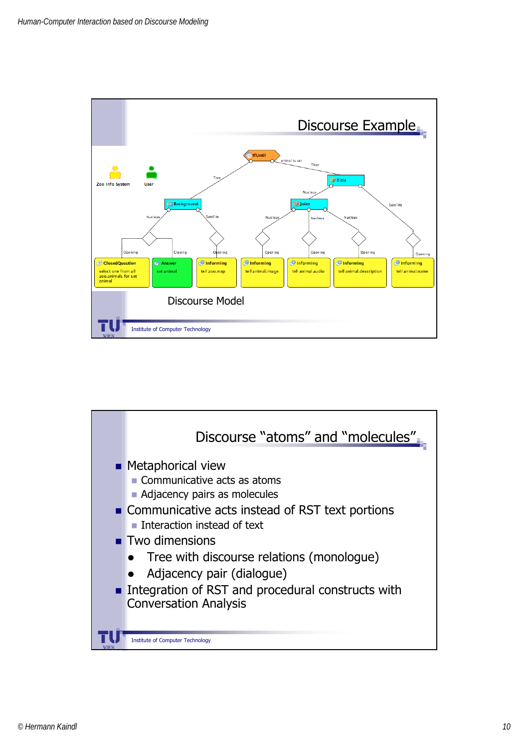## Discourse Example

Zoo Info System    User

IfUntil — animal is set — Tree / Then

Title — Nucleus / Satellite

Background — Nucleus / Satellite

Joint — Nucleus / Nucleus / Nucleus

| ClosedQuestion | Answer | Informing | Informing | Informing | Informing | Informing |
|---|---|---|---|---|---|---|
| select one from all zoo.animals for set animal | set animal | tell zoo.map | tell animal.image | tell animal.audio | tell animal.description | tell animal.name |
| Opening | Closing | Opening | Opening | Opening | Opening | Opening |

Discourse Model

Institute of Computer Technology

## Discourse “atoms” and “molecules”

- Metaphorical view
  - Communicative acts as atoms
  - Adjacency pairs as molecules
- Communicative acts instead of RST text portions
  - Interaction instead of text
- Two dimensions
  - Tree with discourse relations (monologue)
  - Adjacency pair (dialogue)
- Integration of RST and procedural constructs with Conversation Analysis

Institute of Computer Technology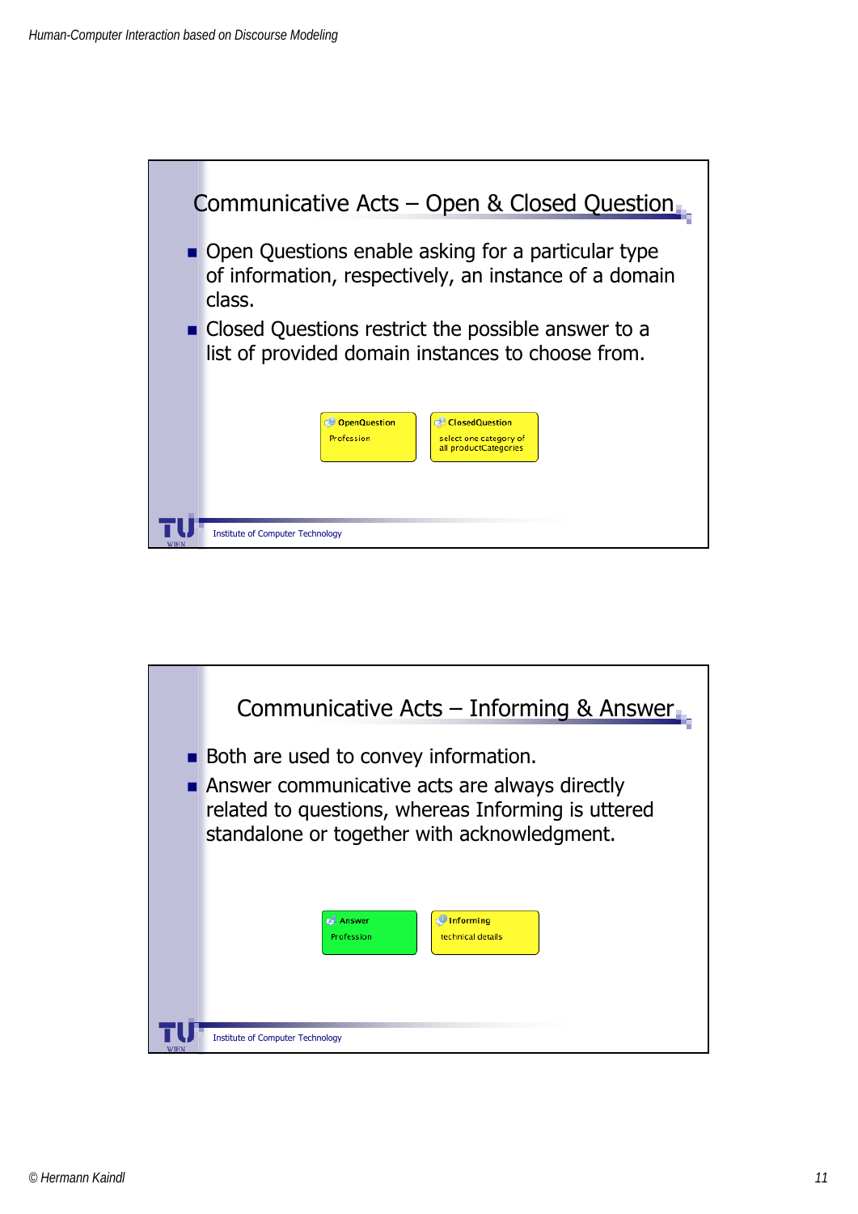## Communicative Acts – Open & Closed Question

- Open Questions enable asking for a particular type of information, respectively, an instance of a domain class.
- Closed Questions restrict the possible answer to a list of provided domain instances to choose from.

OpenQuestion
Profession

ClosedQuestion
select one category of all productCategories

Institute of Computer Technology

## Communicative Acts – Informing & Answer

- Both are used to convey information.
- Answer communicative acts are always directly related to questions, whereas Informing is uttered standalone or together with acknowledgment.

Answer
Profession

Informing
technical details

Institute of Computer Technology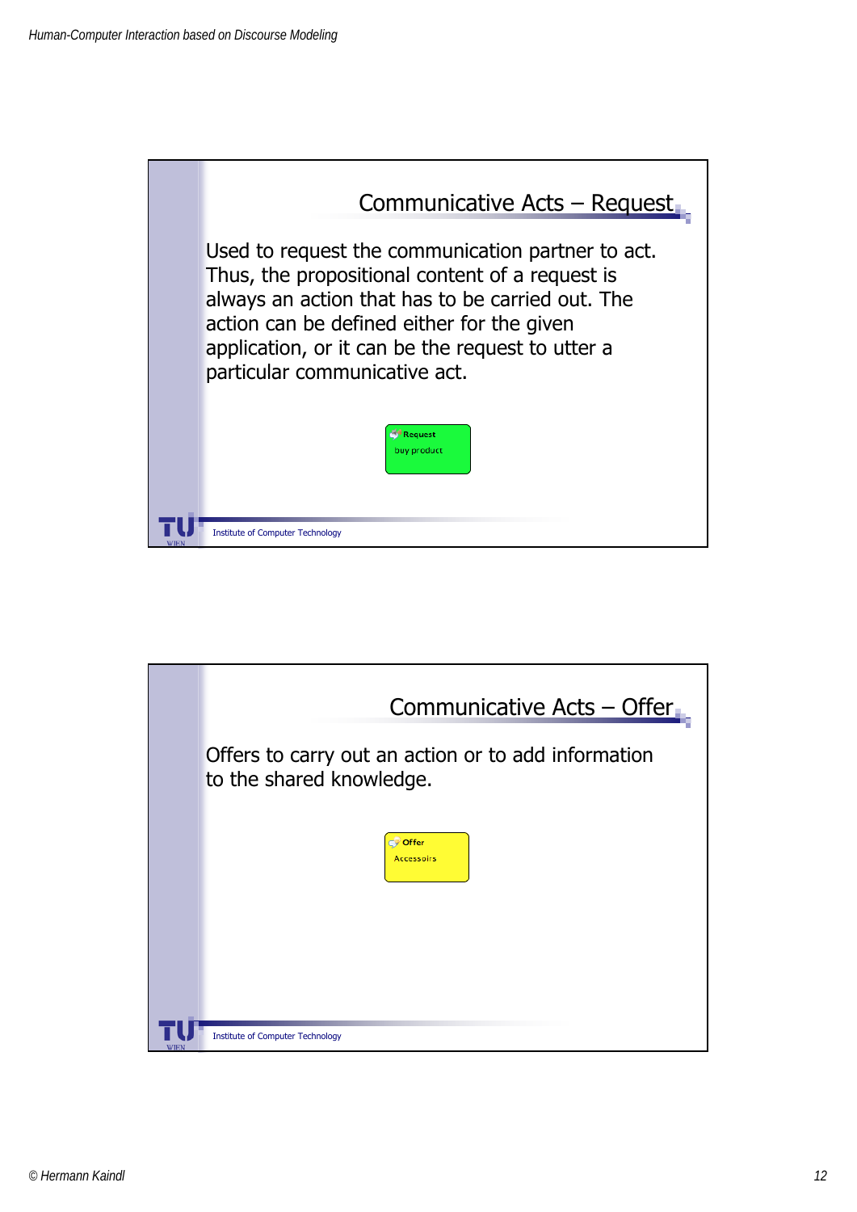## Communicative Acts – Request

Used to request the communication partner to act. Thus, the propositional content of a request is always an action that has to be carried out. The action can be defined either for the given application, or it can be the request to utter a particular communicative act.

**Request**
buy product

Institute of Computer Technology

## Communicative Acts – Offer

Offers to carry out an action or to add information to the shared knowledge.

**Offer**
Accessoirs

Institute of Computer Technology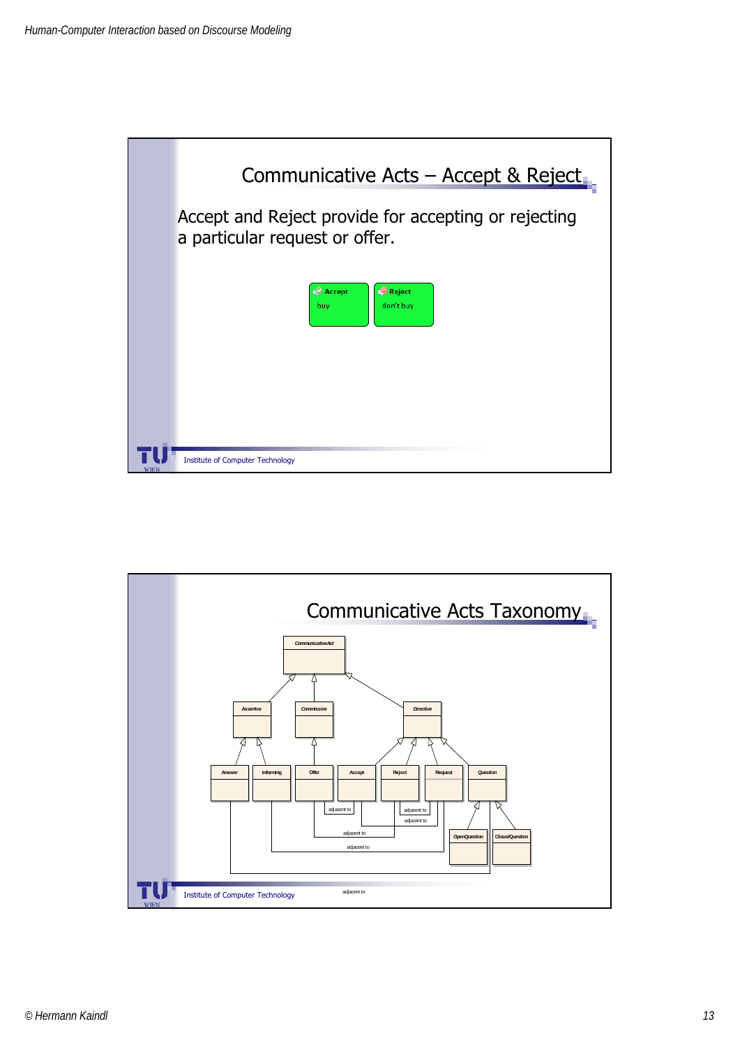## Communicative Acts – Accept & Reject

Accept and Reject provide for accepting or rejecting a particular request or offer.

Accept
buy

Reject
don't buy

Institute of Computer Technology

## Communicative Acts Taxonomy

*CommunicativeAct*

*Assertive* *Commissive* *Directive*

Answer Informing Offer Accept Reject Request *Question*

OpenQuestion ClosedQuestion

adjacent to
adjacent to
adjacent to
adjacent to
adjacent to
adjacent to

Institute of Computer Technology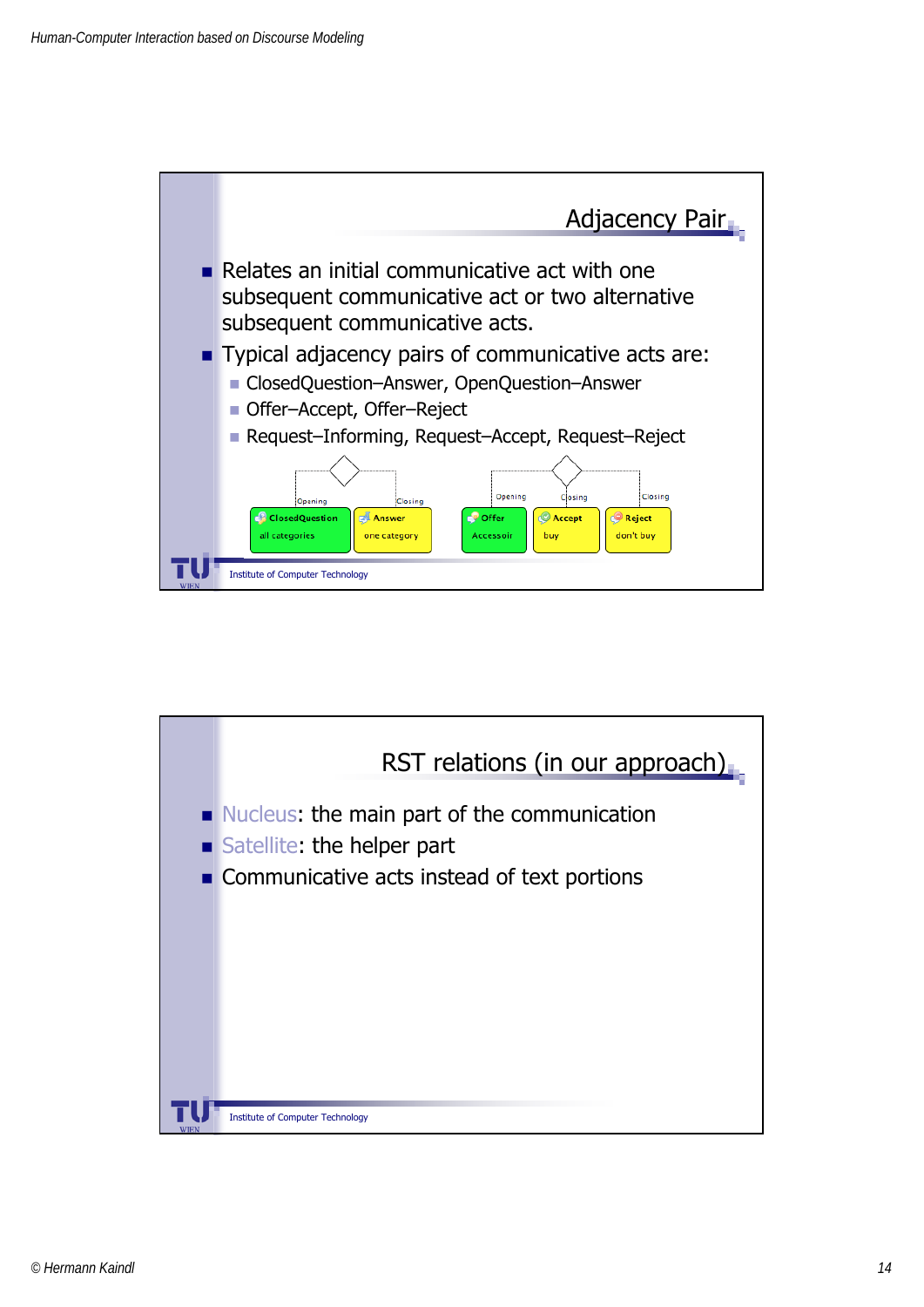## Adjacency Pair

- Relates an initial communicative act with one subsequent communicative act or two alternative subsequent communicative acts.
- Typical adjacency pairs of communicative acts are:
  - ClosedQuestion–Answer, OpenQuestion–Answer
  - Offer–Accept, Offer–Reject
  - Request–Informing, Request–Accept, Request–Reject

Opening | Closing
ClosedQuestion: all categories | Answer: one category

Opening | Closing | Closing
Offer: Accessoir | Accept: buy | Reject: don't buy

Institute of Computer Technology

## RST relations (in our approach)

- Nucleus: the main part of the communication
- Satellite: the helper part
- Communicative acts instead of text portions

Institute of Computer Technology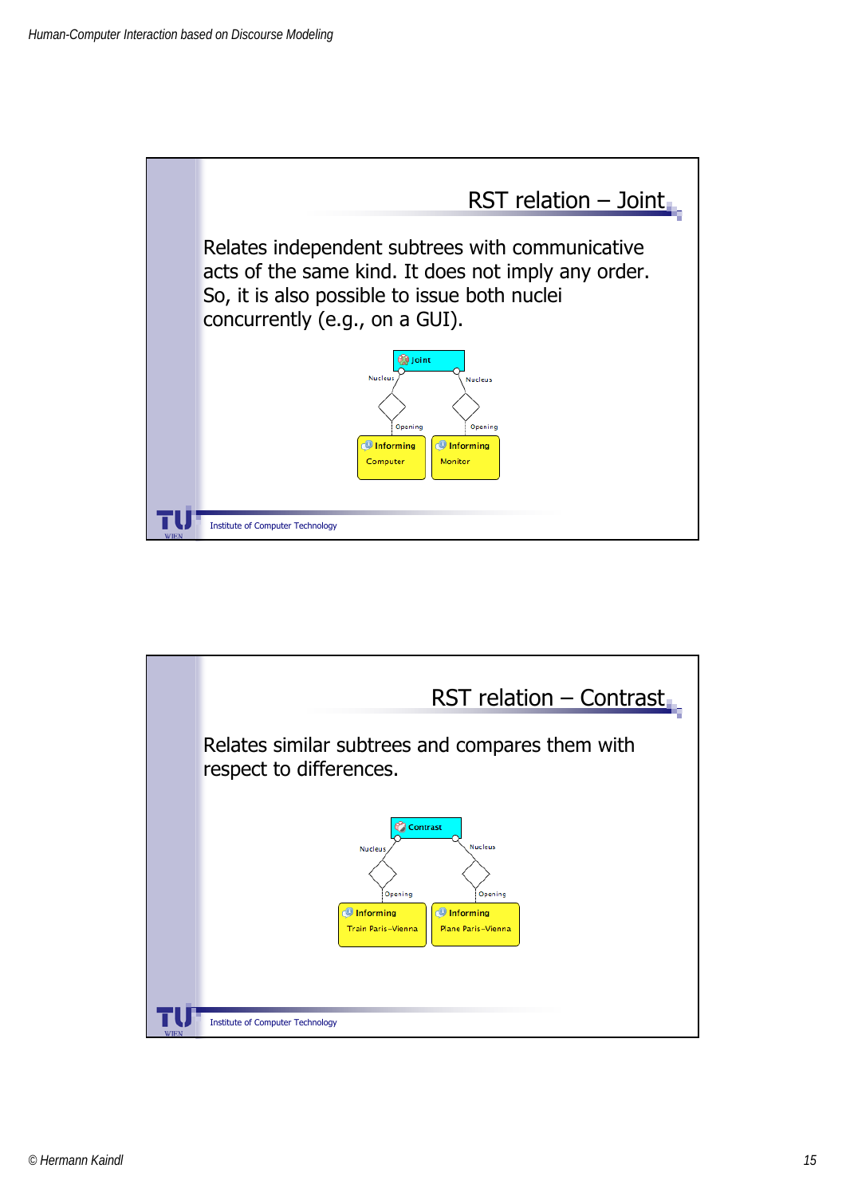## RST relation – Joint

Relates independent subtrees with communicative acts of the same kind. It does not imply any order. So, it is also possible to issue both nuclei concurrently (e.g., on a GUI).

Joint

Nucleus — Nucleus

Opening — Opening

Informing Computer — Informing Monitor

Institute of Computer Technology

## RST relation – Contrast

Relates similar subtrees and compares them with respect to differences.

Contrast

Nucleus — Nucleus

Opening — Opening

Informing Train Paris–Vienna — Informing Plane Paris–Vienna

Institute of Computer Technology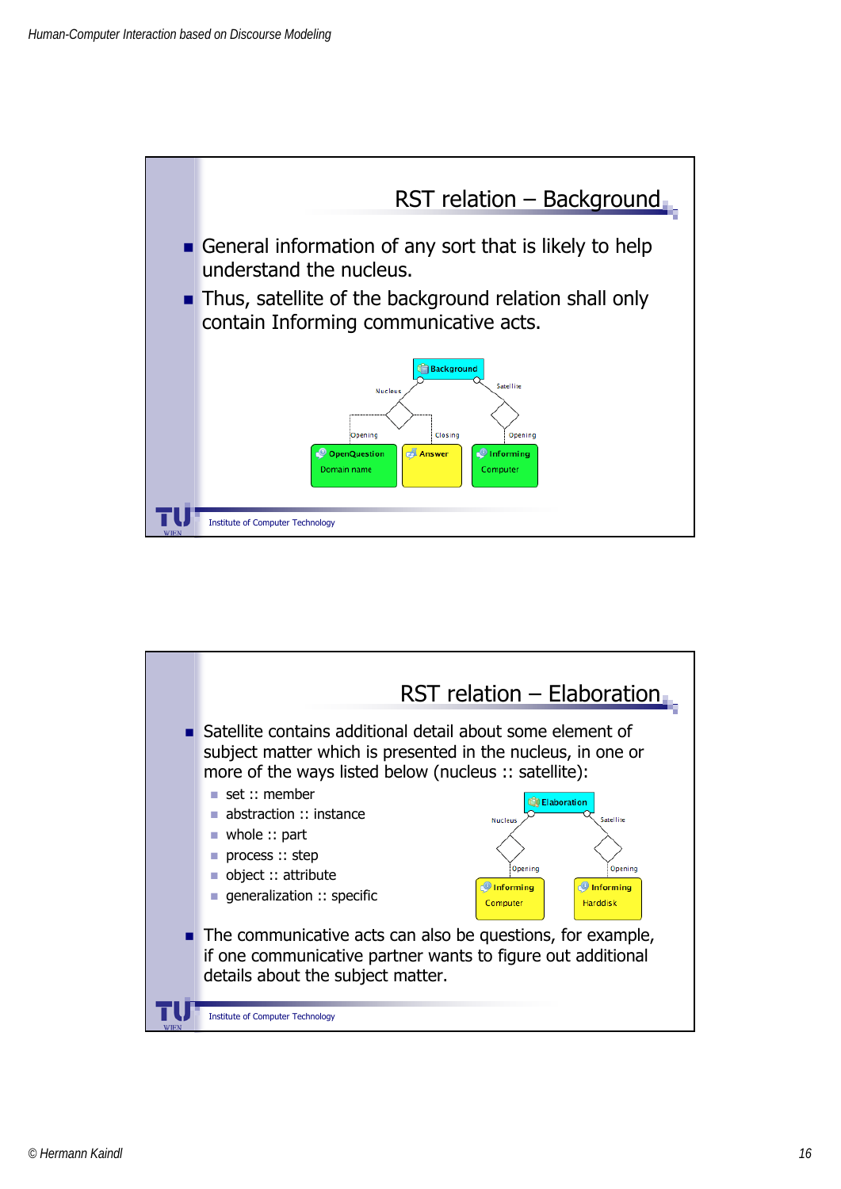## RST relation – Background

- General information of any sort that is likely to help understand the nucleus.
- Thus, satellite of the background relation shall only contain Informing communicative acts.

Background
Nucleus / Satellite
Opening / Closing / Opening
OpenQuestion — Domain name
Answer
Informing — Computer

Institute of Computer Technology

## RST relation – Elaboration

- Satellite contains additional detail about some element of subject matter which is presented in the nucleus, in one or more of the ways listed below (nucleus :: satellite):
  - set :: member
  - abstraction :: instance
  - whole :: part
  - process :: step
  - object :: attribute
  - generalization :: specific

Elaboration
Nucleus / Satellite
Opening / Opening
Informing — Computer
Informing — Harddisk

- The communicative acts can also be questions, for example, if one communicative partner wants to figure out additional details about the subject matter.

Institute of Computer Technology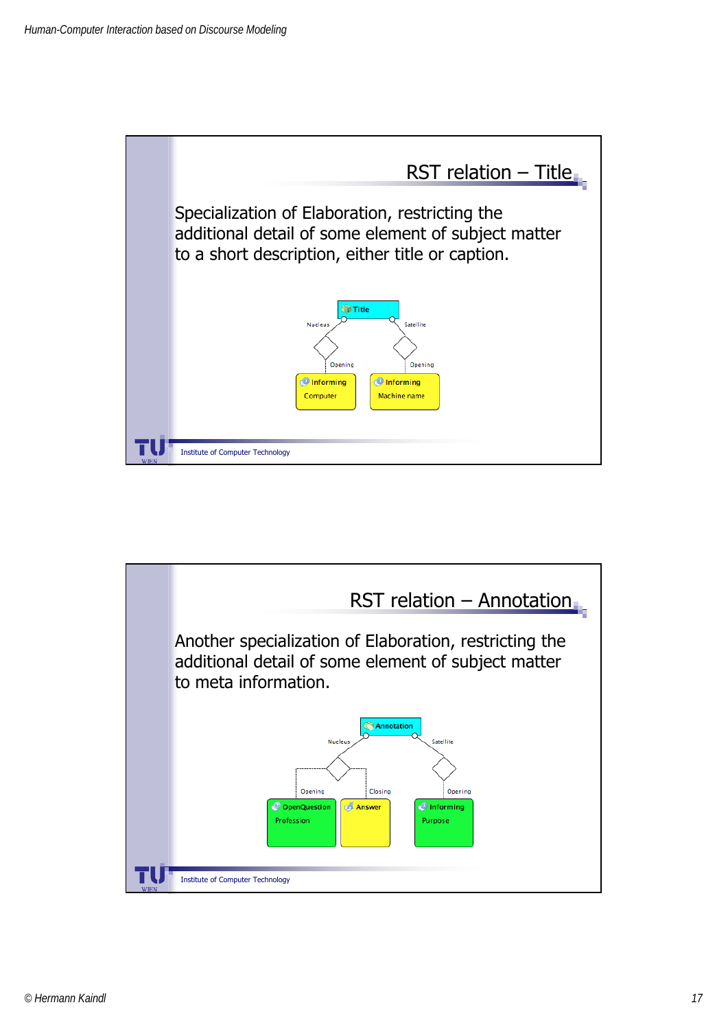## RST relation – Title

Specialization of Elaboration, restricting the additional detail of some element of subject matter to a short description, either title or caption.

## RST relation – Annotation

Another specialization of Elaboration, restricting the additional detail of some element of subject matter to meta information.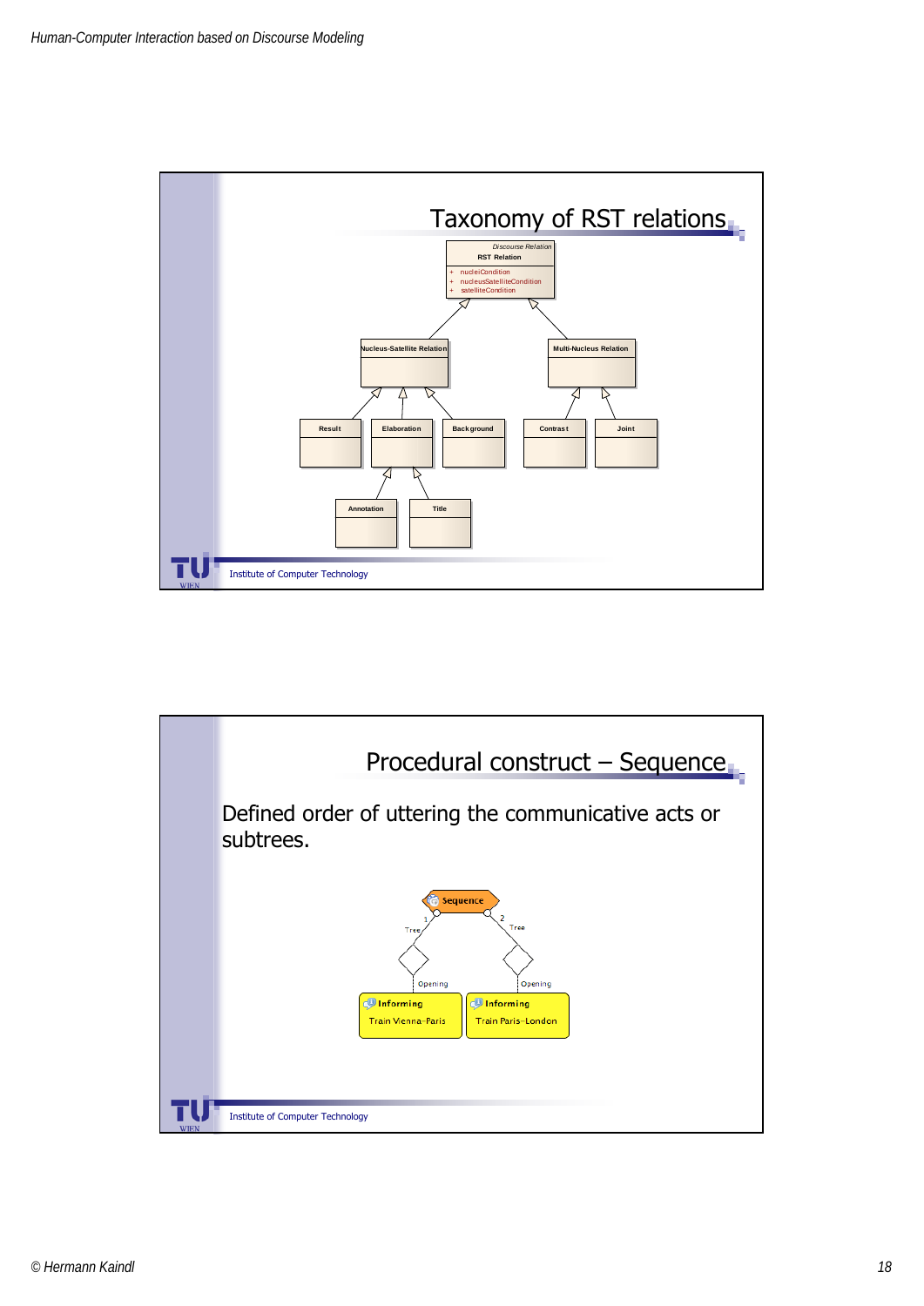## Taxonomy of RST relations

*Discourse Relation*
**RST Relation**

- + nucleiCondition
- + nucleusSatelliteCondition
- + satelliteCondition

Nucleus-Satellite Relation

Multi-Nucleus Relation

Result

Elaboration

Background

Contrast

Joint

Annotation

Title

Institute of Computer Technology

## Procedural construct – Sequence

Defined order of uttering the communicative acts or subtrees.

Sequence

1 Tree

2 Tree

Opening

Opening

Informing
Train Vienna–Paris

Informing
Train Paris–London

Institute of Computer Technology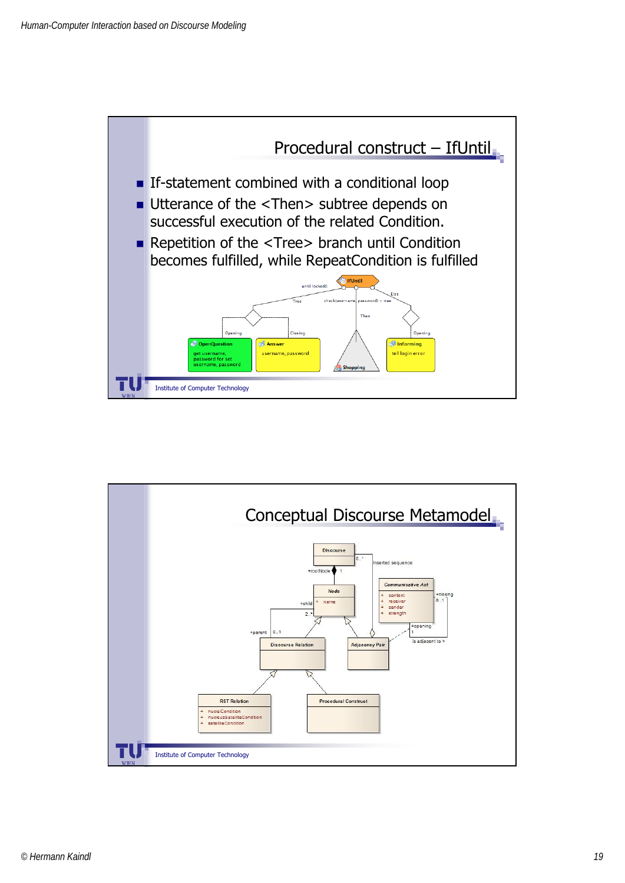## Procedural construct – IfUntil

- If-statement combined with a conditional loop
- Utterance of the <Then> subtree depends on successful execution of the related Condition.
- Repetition of the <Tree> branch until Condition becomes fulfilled, while RepeatCondition is fulfilled

## Conceptual Discourse Metamodel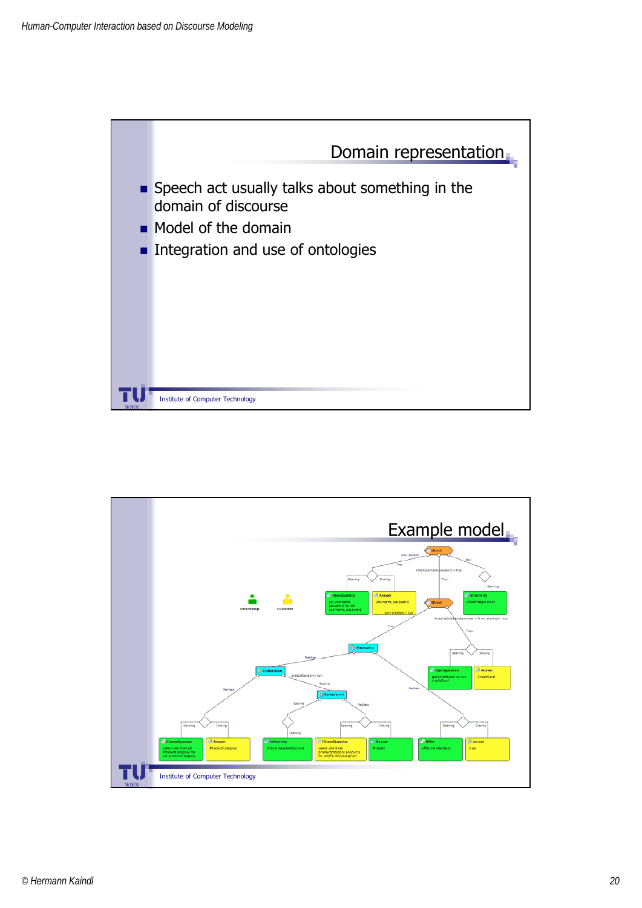## Domain representation

- Speech act usually talks about something in the domain of discourse
- Model of the domain
- Integration and use of ontologies

Institute of Computer Technology

## Example model

Institute of Computer Technology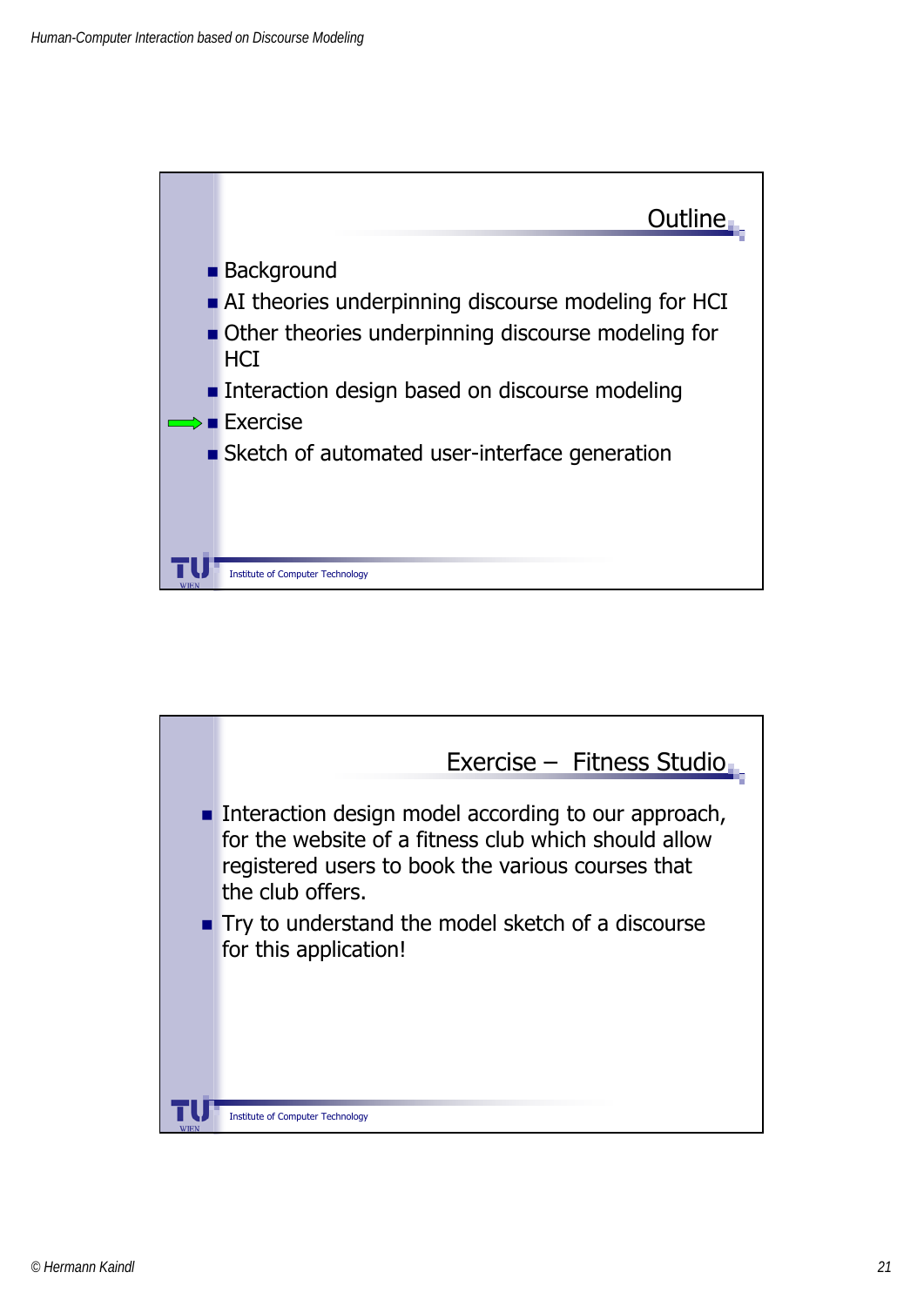## Outline

- Background
- AI theories underpinning discourse modeling for HCI
- Other theories underpinning discourse modeling for HCI
- Interaction design based on discourse modeling
- ➡ Exercise
- Sketch of automated user-interface generation

Institute of Computer Technology

## Exercise – Fitness Studio

- Interaction design model according to our approach, for the website of a fitness club which should allow registered users to book the various courses that the club offers.
- Try to understand the model sketch of a discourse for this application!

Institute of Computer Technology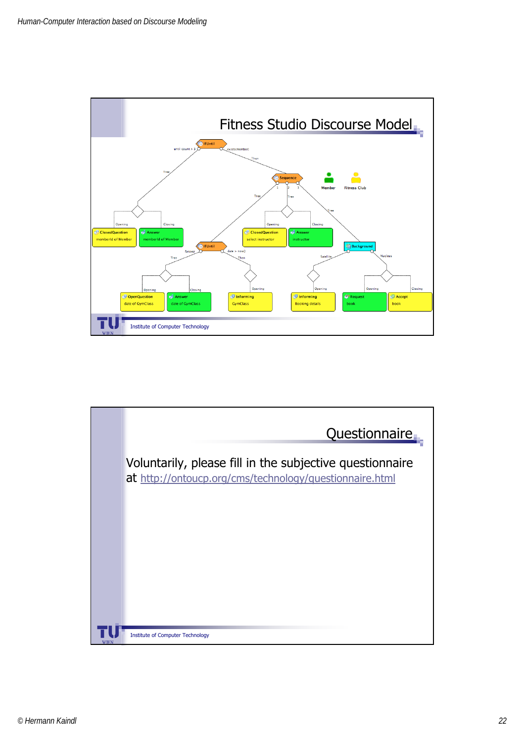## Fitness Studio Discourse Model

IfUntil

until count > 3 | exists(member)

Tree | Then

Sequence

1 | 2 | 3

Member | Fitness Club

Opening | Closing

ClosedQuestion memberId of Member | Answer memberId of Member

Tree | Tree | Tree

Opening | Closing

ClosedQuestion select instructor | Answer instructor

IfUntil

forever | date > now()

Tree | Then

Background

Satellite | Nucleus

Opening | Closing | Opening | Opening | Opening | Closing

OpenQuestion date of GymClass | Answer date of GymClass | Informing GymClass | Informing Booking details | Request book | Accept book

Institute of Computer Technology

## Questionnaire

Voluntarily, please fill in the subjective questionnaire at http://ontoucp.org/cms/technology/questionnaire.html

Institute of Computer Technology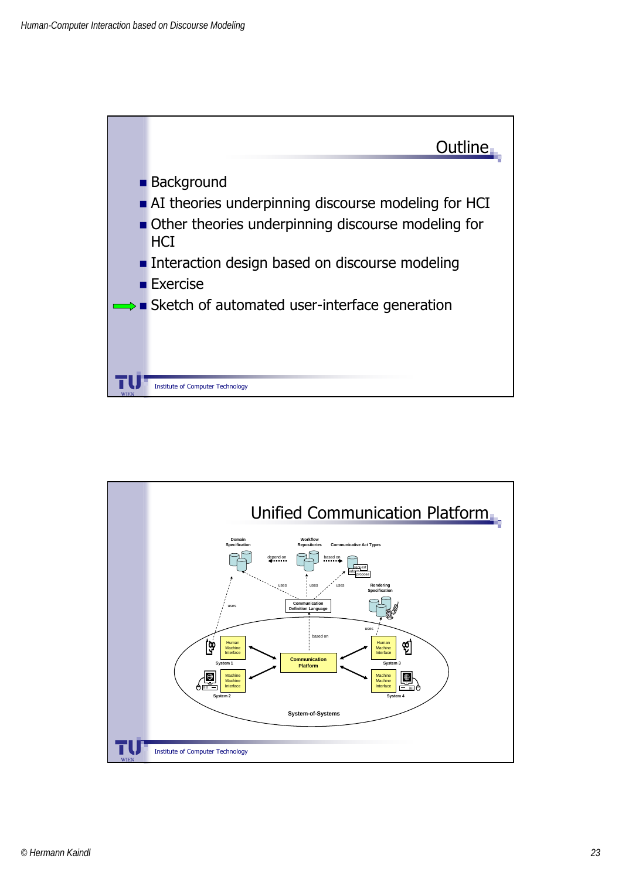## Outline

- Background
- AI theories underpinning discourse modeling for HCI
- Other theories underpinning discourse modeling for HCI
- Interaction design based on discourse modeling
- Exercise
- ➡ Sketch of automated user-interface generation

Institute of Computer Technology

## Unified Communication Platform

Domain Specification — depend on — Workflow Repositories — based on — Communicative Act Types (inform, request, propose)

Communication Definition Language — uses → Domain Specification, Workflow Repositories, Communicative Act Types

Rendering Specification

Communication Platform — based on → Communication Definition Language

- System 1: Human Machine Interface (uses Domain Specification)
- System 2: Machine Machine Interface
- System 3: Human Machine Interface (uses Rendering Specification)
- System 4: Machine Machine Interface

System-of-Systems

Institute of Computer Technology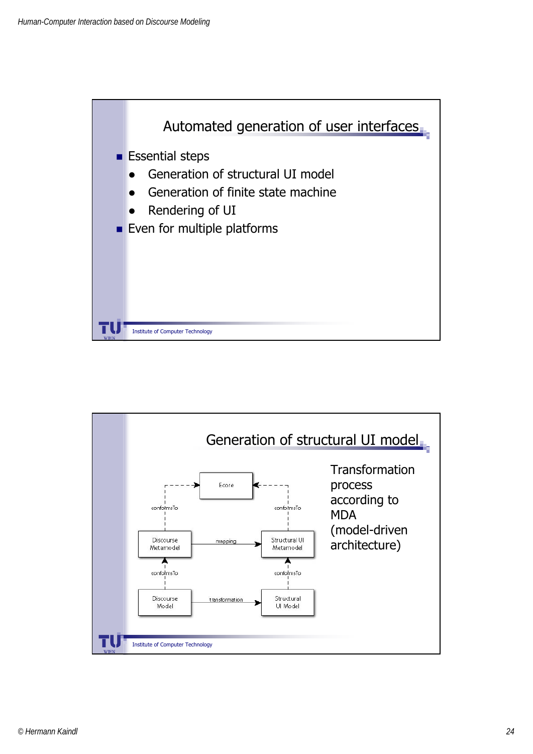## Automated generation of user interfaces

- Essential steps
  - Generation of structural UI model
  - Generation of finite state machine
  - Rendering of UI
- Even for multiple platforms

Institute of Computer Technology

## Generation of structural UI model

Ecore

conformsTo

conformsTo

Discourse Metamodel

mapping

Structural UI Metamodel

conformsTo

conformsTo

Discourse Model

transformation

Structural UI Model

Transformation process according to MDA (model-driven architecture)

Institute of Computer Technology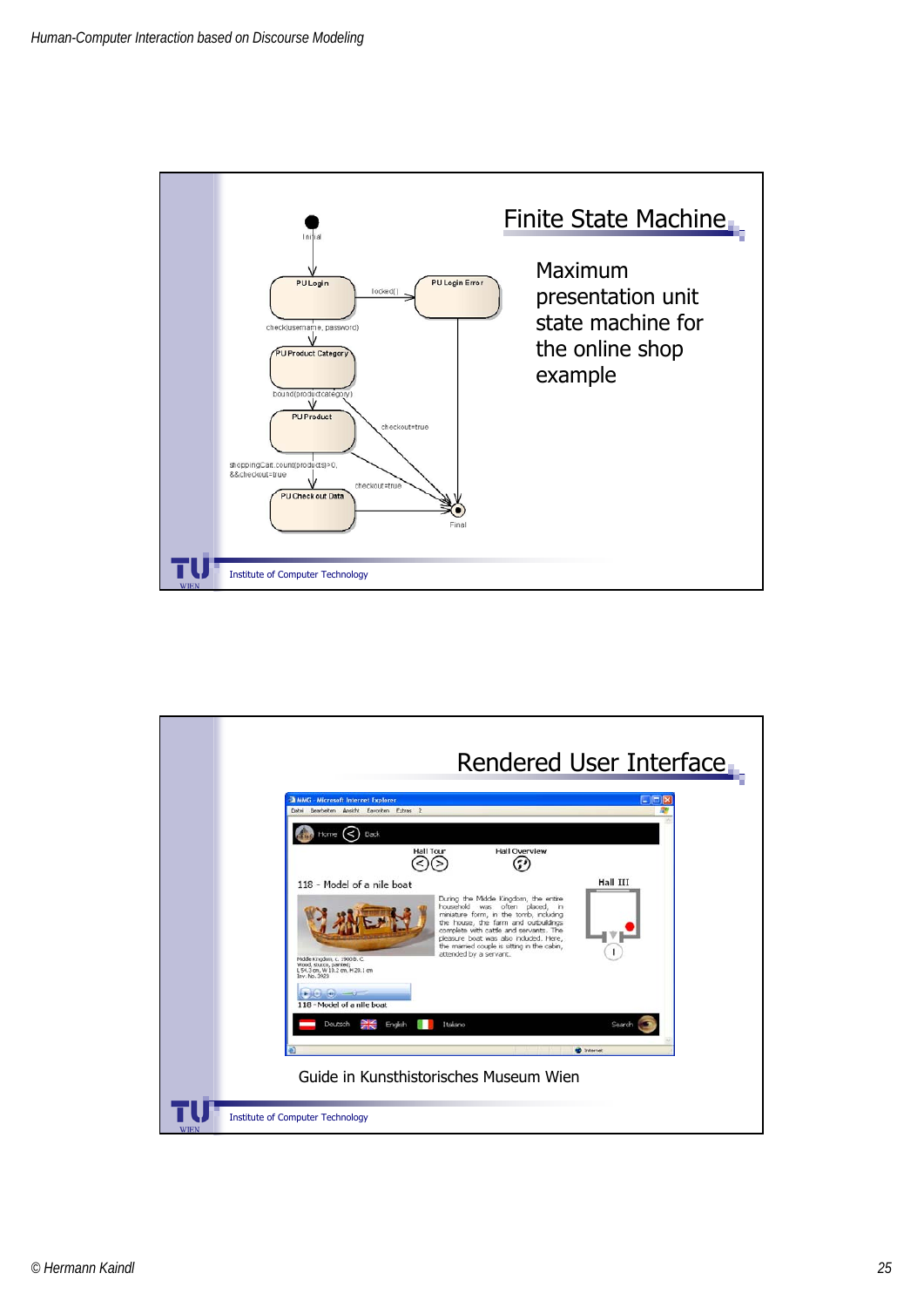## Finite State Machine

Maximum presentation unit state machine for the online shop example

## Rendered User Interface

Guide in Kunsthistorisches Museum Wien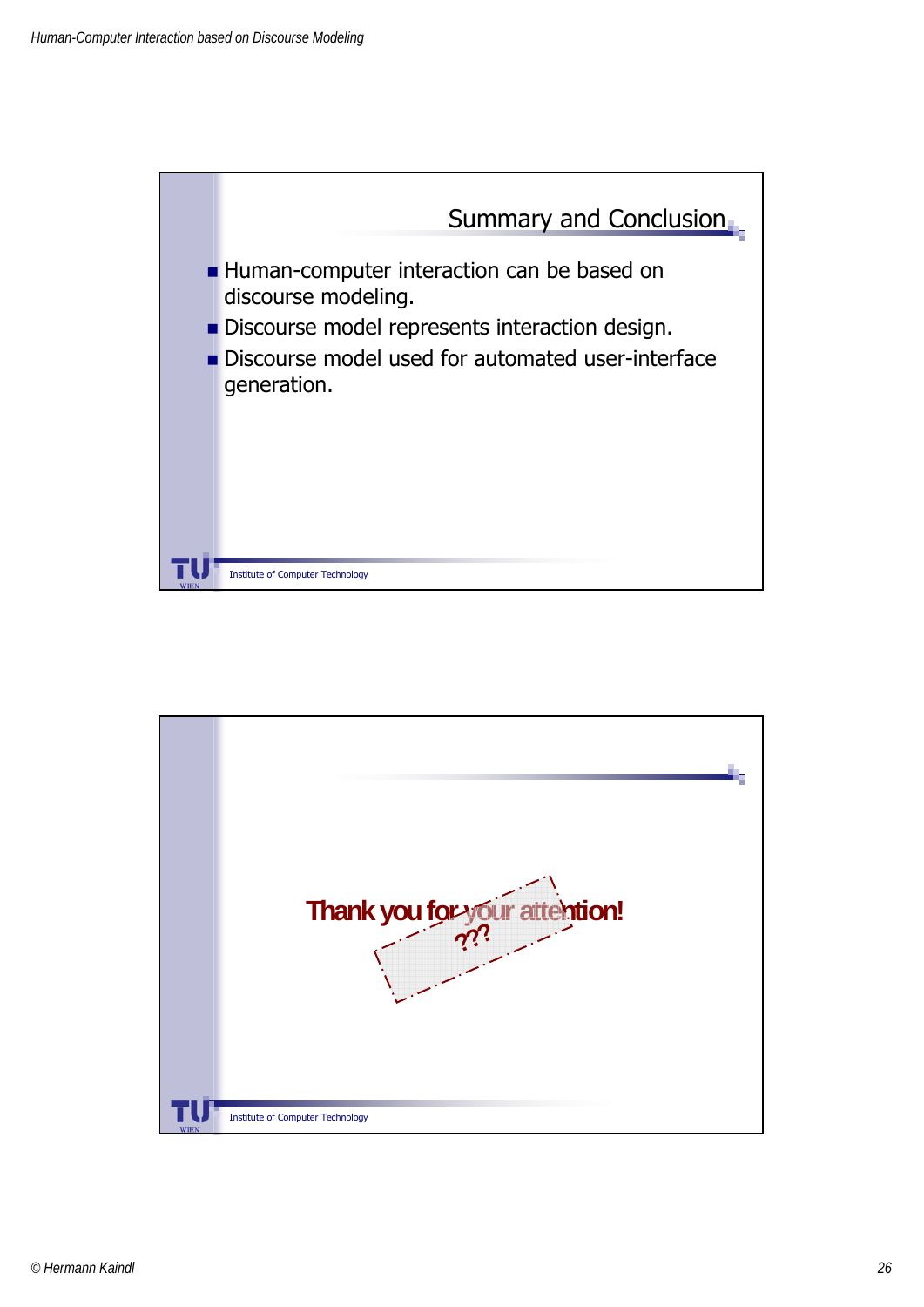## Summary and Conclusion

- Human-computer interaction can be based on discourse modeling.
- Discourse model represents interaction design.
- Discourse model used for automated user-interface generation.

Institute of Computer Technology

**Thank you for your attention!**

???

Institute of Computer Technology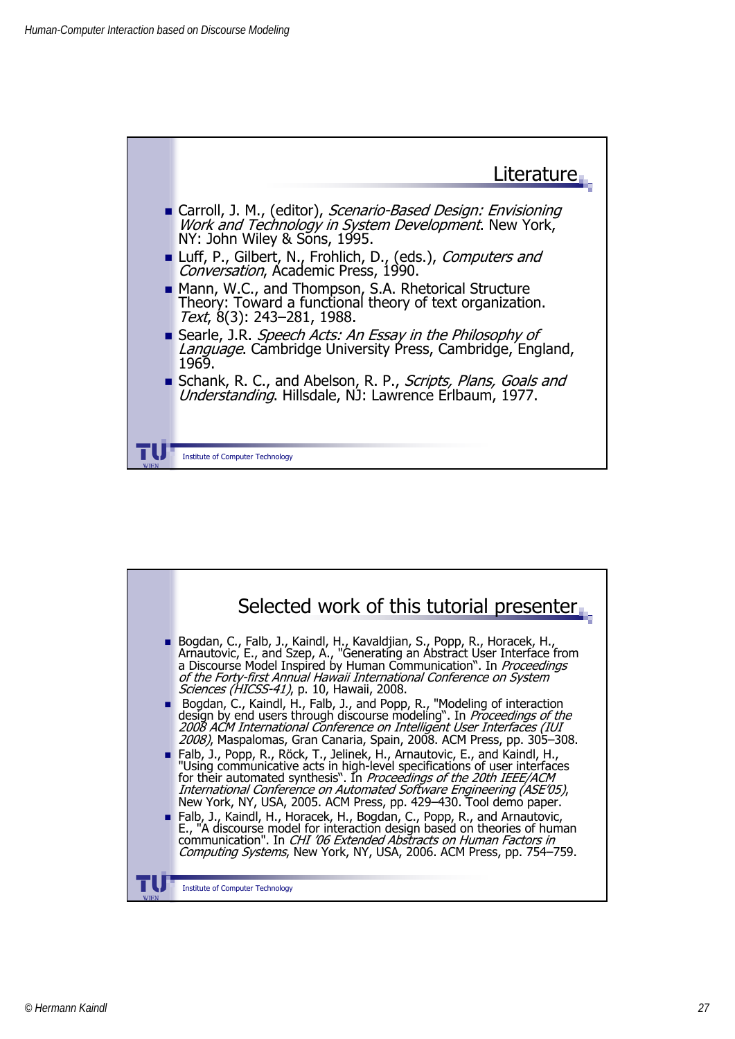## Literature

- Carroll, J. M., (editor), *Scenario-Based Design: Envisioning Work and Technology in System Development*. New York, NY: John Wiley & Sons, 1995.
- Luff, P., Gilbert, N., Frohlich, D., (eds.), *Computers and Conversation*, Academic Press, 1990.
- Mann, W.C., and Thompson, S.A. Rhetorical Structure Theory: Toward a functional theory of text organization. *Text*, 8(3): 243–281, 1988.
- Searle, J.R. *Speech Acts: An Essay in the Philosophy of Language*. Cambridge University Press, Cambridge, England, 1969.
- Schank, R. C., and Abelson, R. P., *Scripts, Plans, Goals and Understanding*. Hillsdale, NJ: Lawrence Erlbaum, 1977.

Institute of Computer Technology

## Selected work of this tutorial presenter

- Bogdan, C., Falb, J., Kaindl, H., Kavaldjian, S., Popp, R., Horacek, H., Arnautovic, E., and Szep, A., "Generating an Abstract User Interface from a Discourse Model Inspired by Human Communication". In *Proceedings of the Forty-first Annual Hawaii International Conference on System Sciences (HICSS-41)*, p. 10, Hawaii, 2008.
- Bogdan, C., Kaindl, H., Falb, J., and Popp, R., "Modeling of interaction design by end users through discourse modeling". In *Proceedings of the 2008 ACM International Conference on Intelligent User Interfaces (IUI 2008)*, Maspalomas, Gran Canaria, Spain, 2008. ACM Press, pp. 305–308.
- Falb, J., Popp, R., Röck, T., Jelinek, H., Arnautovic, E., and Kaindl, H., "Using communicative acts in high-level specifications of user interfaces for their automated synthesis". In *Proceedings of the 20th IEEE/ACM International Conference on Automated Software Engineering (ASE'05)*, New York, NY, USA, 2005. ACM Press, pp. 429–430. Tool demo paper.
- Falb, J., Kaindl, H., Horacek, H., Bogdan, C., Popp, R., and Arnautovic, E., "A discourse model for interaction design based on theories of human communication". In *CHI '06 Extended Abstracts on Human Factors in Computing Systems*, New York, NY, USA, 2006. ACM Press, pp. 754–759.

Institute of Computer Technology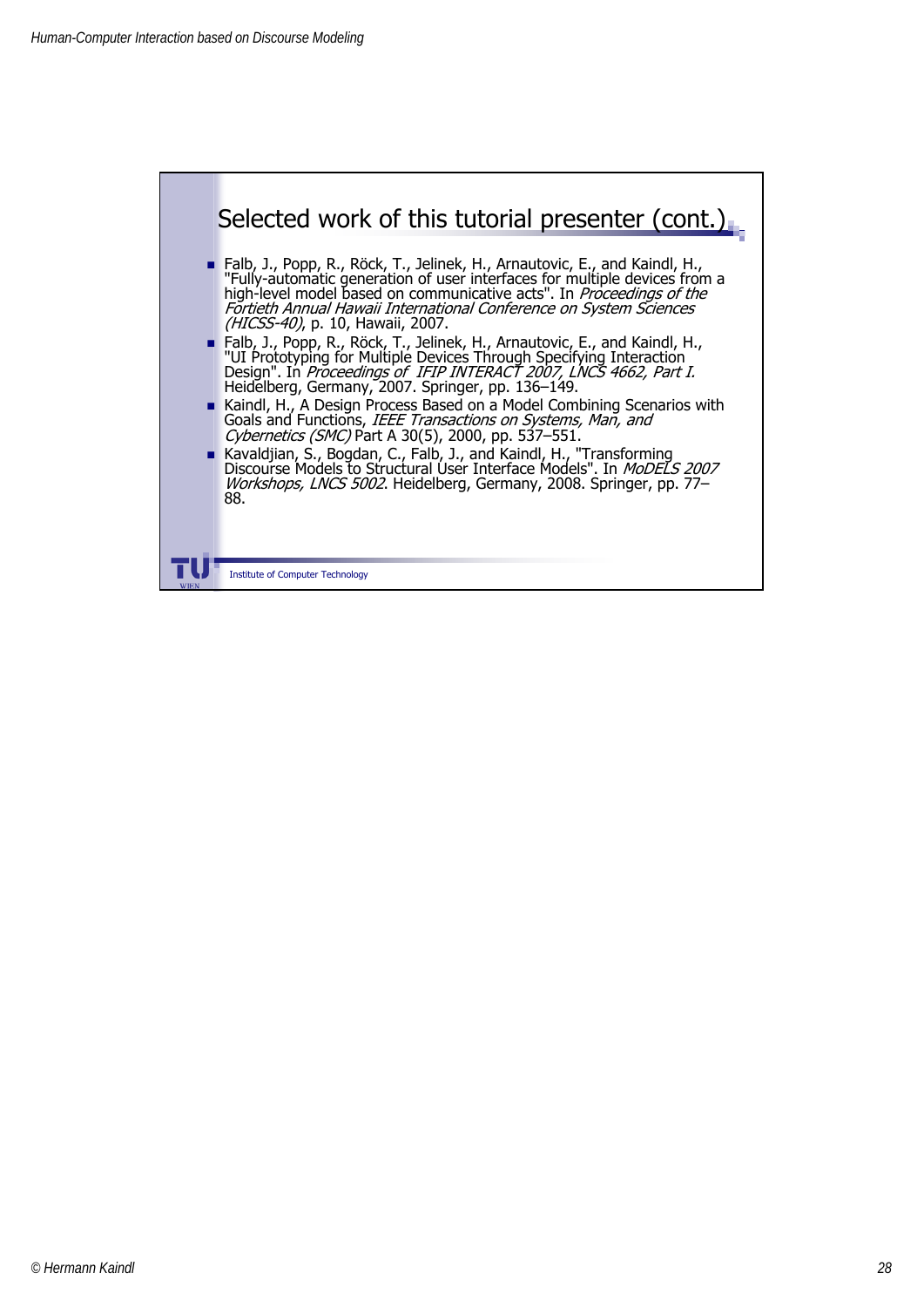## Selected work of this tutorial presenter (cont.)

- Falb, J., Popp, R., Röck, T., Jelinek, H., Arnautovic, E., and Kaindl, H., "Fully-automatic generation of user interfaces for multiple devices from a high-level model based on communicative acts". In *Proceedings of the Fortieth Annual Hawaii International Conference on System Sciences (HICSS-40)*, p. 10, Hawaii, 2007.
- Falb, J., Popp, R., Röck, T., Jelinek, H., Arnautovic, E., and Kaindl, H., "UI Prototyping for Multiple Devices Through Specifying Interaction Design". In *Proceedings of IFIP INTERACT 2007, LNCS 4662, Part I.* Heidelberg, Germany, 2007. Springer, pp. 136–149.
- Kaindl, H., A Design Process Based on a Model Combining Scenarios with Goals and Functions, *IEEE Transactions on Systems, Man, and Cybernetics (SMC)* Part A 30(5), 2000, pp. 537–551.
- Kavaldjian, S., Bogdan, C., Falb, J., and Kaindl, H., "Transforming Discourse Models to Structural User Interface Models". In *MoDELS 2007 Workshops, LNCS 5002*. Heidelberg, Germany, 2008. Springer, pp. 77–88.

Institute of Computer Technology